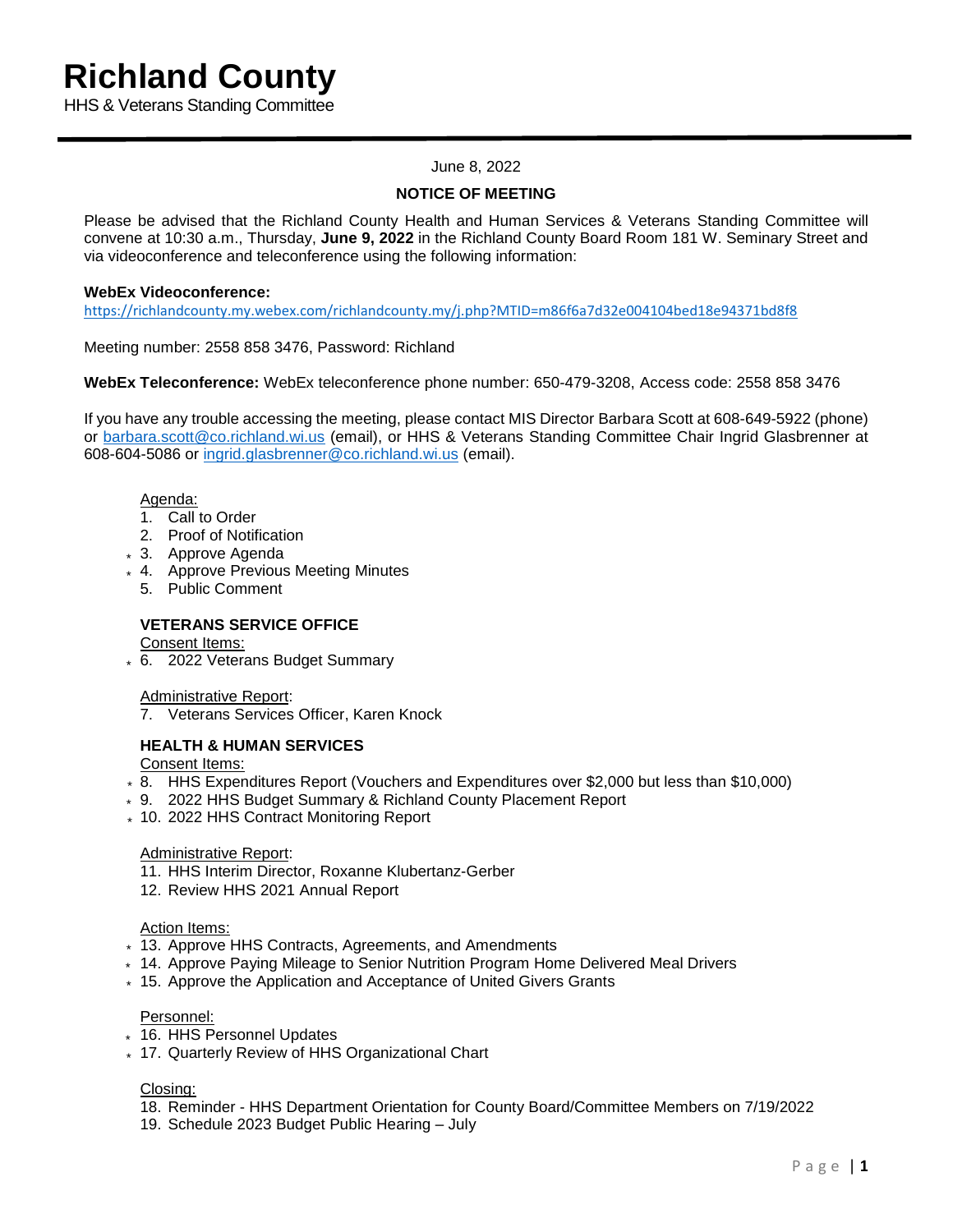# Richland County

HHS & Veterans Standing Committee

June 8, 2022

**NOTICE OF MEETING**

Please be advised that the Richland County Health and Human Services & Veterans Standing Committee will convene at 10:30 a.m., Thursday, **June 9, 2022** in the Richland County Board Room 181 W. Seminary Street and via videoconference and teleconference using the following information:

**WebEx Videoconference:**
https://richlandcounty.my.webex.com/richlandcounty.my/j.php?MTID=m86f6a7d32e004104bed18e94371bd8f8

Meeting number: 2558 858 3476, Password: Richland

**WebEx Teleconference:** WebEx teleconference phone number: 650-479-3208, Access code: 2558 858 3476

If you have any trouble accessing the meeting, please contact MIS Director Barbara Scott at 608-649-5922 (phone) or barbara.scott@co.richland.wi.us (email), or HHS & Veterans Standing Committee Chair Ingrid Glasbrenner at 608-604-5086 or ingrid.glasbrenner@co.richland.wi.us (email).

Agenda:

1. Call to Order
2. Proof of Notification
3. * Approve Agenda
4. * Approve Previous Meeting Minutes
5. Public Comment

**VETERANS SERVICE OFFICE**

Consent Items:

6. * 2022 Veterans Budget Summary

Administrative Report:

7. Veterans Services Officer, Karen Knock

**HEALTH & HUMAN SERVICES**

Consent Items:

8. * HHS Expenditures Report (Vouchers and Expenditures over $2,000 but less than $10,000)
9. * 2022 HHS Budget Summary & Richland County Placement Report
10. * 2022 HHS Contract Monitoring Report

Administrative Report:

11. HHS Interim Director, Roxanne Klubertanz-Gerber
12. Review HHS 2021 Annual Report

Action Items:

13. * Approve HHS Contracts, Agreements, and Amendments
14. * Approve Paying Mileage to Senior Nutrition Program Home Delivered Meal Drivers
15. * Approve the Application and Acceptance of United Givers Grants

Personnel:

16. * HHS Personnel Updates
17. * Quarterly Review of HHS Organizational Chart

Closing:

18. Reminder - HHS Department Orientation for County Board/Committee Members on 7/19/2022
19. Schedule 2023 Budget Public Hearing – July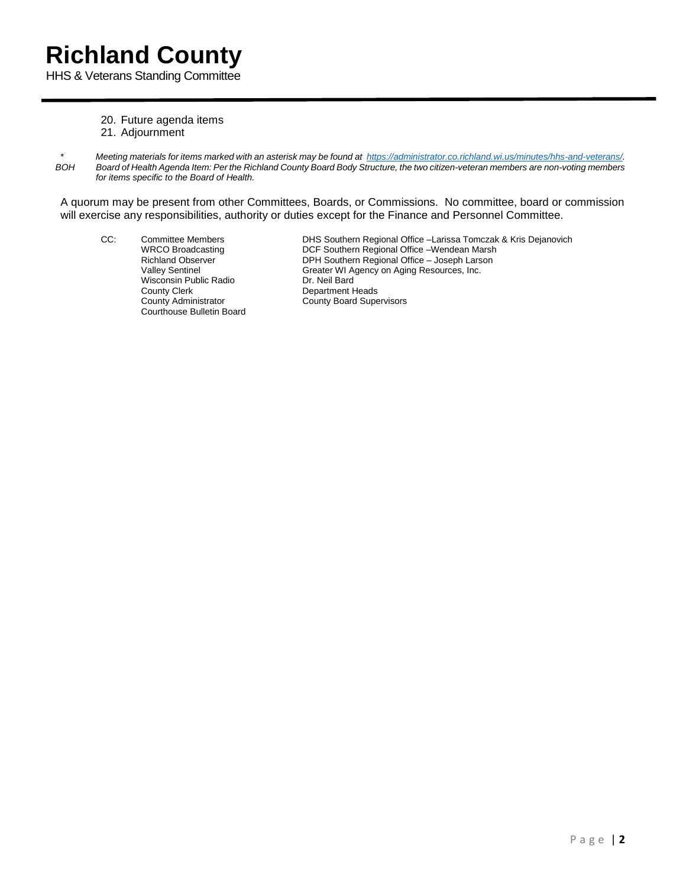20. Future agenda items
21. Adjournment

| | |
|---|---|
| * | *Meeting materials for items marked with an asterisk may be found at [https://administrator.co.richland.wi.us/minutes/hhs-and-veterans/](https://administrator.co.richland.wi.us/minutes/hhs-and-veterans/).* |
| BOH | *Board of Health Agenda Item: Per the Richland County Board Body Structure, the two citizen-veteran members are non-voting members for items specific to the Board of Health.* |

A quorum may be present from other Committees, Boards, or Commissions. No committee, board or commission will exercise any responsibilities, authority or duties except for the Finance and Personnel Committee.

| | | |
|---|---|---|
| CC: | Committee Members | DHS Southern Regional Office –Larissa Tomczak & Kris Dejanovich |
| | WRCO Broadcasting | DCF Southern Regional Office –Wendean Marsh |
| | Richland Observer | DPH Southern Regional Office – Joseph Larson |
| | Valley Sentinel | Greater WI Agency on Aging Resources, Inc. |
| | Wisconsin Public Radio | Dr. Neil Bard |
| | County Clerk | Department Heads |
| | County Administrator | County Board Supervisors |
| | Courthouse Bulletin Board | |